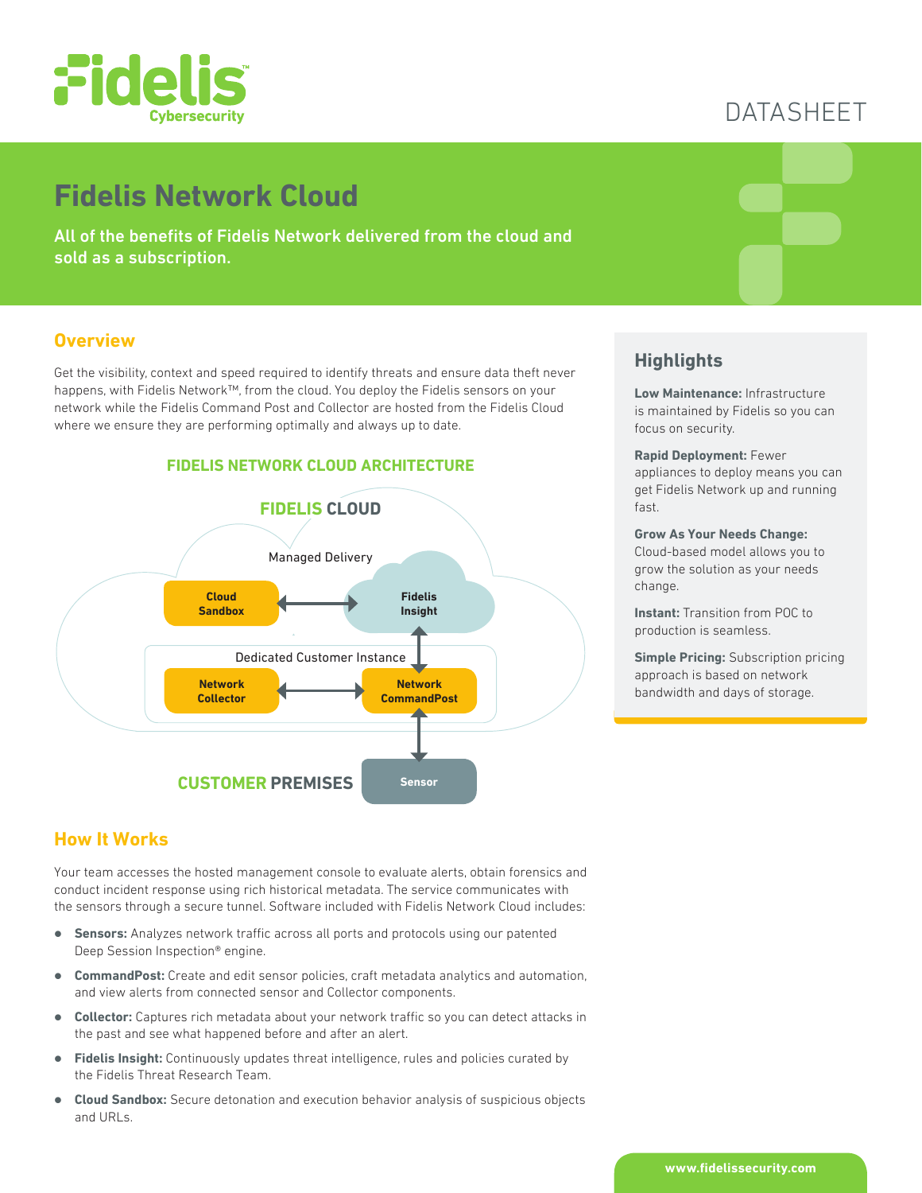DATASHEET

# Fidelis Network Cloud

All of the benefits of Fidelis Network delivered from the cloud and sold as a subscription.

## Overview

Get the visibility, context and speed required to identify threats and ensure data theft never happens, with Fidelis Network™, from the cloud. You deploy the Fidelis sensors on your network while the Fidelis Command Post and Collector are hosted from the Fidelis Cloud where we ensure they are performing optimally and always up to date.

### FIDELIS NETWORK CLOUD ARCHITECTURE

FIDELIS CLOUD

Managed Delivery

Cloud Sandbox ↔ Fidelis Insight

Dedicated Customer Instance

Network Collector ↔ Network CommandPost

CUSTOMER PREMISES

Sensor

## How It Works

Your team accesses the hosted management console to evaluate alerts, obtain forensics and conduct incident response using rich historical metadata. The service communicates with the sensors through a secure tunnel. Software included with Fidelis Network Cloud includes:

- **Sensors:** Analyzes network traffic across all ports and protocols using our patented Deep Session Inspection® engine.
- **CommandPost:** Create and edit sensor policies, craft metadata analytics and automation, and view alerts from connected sensor and Collector components.
- **Collector:** Captures rich metadata about your network traffic so you can detect attacks in the past and see what happened before and after an alert.
- **Fidelis Insight:** Continuously updates threat intelligence, rules and policies curated by the Fidelis Threat Research Team.
- **Cloud Sandbox:** Secure detonation and execution behavior analysis of suspicious objects and URLs.

## Highlights

**Low Maintenance:** Infrastructure is maintained by Fidelis so you can focus on security.

**Rapid Deployment:** Fewer appliances to deploy means you can get Fidelis Network up and running fast.

**Grow As Your Needs Change:** Cloud-based model allows you to grow the solution as your needs change.

**Instant:** Transition from POC to production is seamless.

**Simple Pricing:** Subscription pricing approach is based on network bandwidth and days of storage.

www.fidelissecurity.com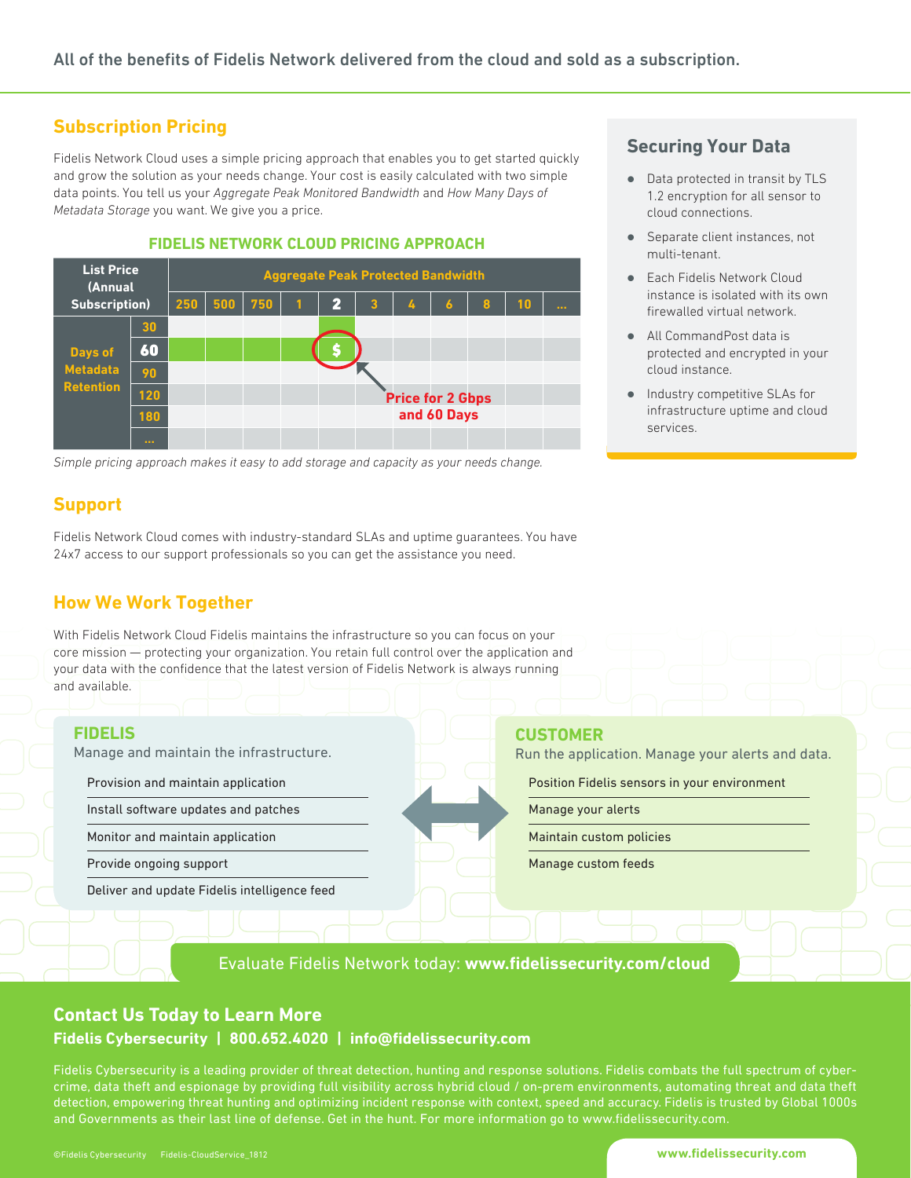All of the benefits of Fidelis Network delivered from the cloud and sold as a subscription.

## Subscription Pricing

Fidelis Network Cloud uses a simple pricing approach that enables you to get started quickly and grow the solution as your needs change. Your cost is easily calculated with two simple data points. You tell us your *Aggregate Peak Monitored Bandwidth* and *How Many Days of Metadata Storage* you want. We give you a price.

### FIDELIS NETWORK CLOUD PRICING APPROACH

| List Price (Annual Subscription) | | Aggregate Peak Protected Bandwidth | | | | | | | | | | |
|---|---|---|---|---|---|---|---|---|---|---|---|---|
| | | 250 | 500 | 750 | 1 | 2 | 3 | 4 | 6 | 8 | 10 | ... |
| Days of Metadata Retention | 30 | | | | | | | | | | | |
| | 60 | | | | | $ | | | | | | |
| | 90 | | | | | | | | | | | |
| | 120 | | | | | | | | | | | |
| | 180 | | | | | | | | | | | |
| | ... | | | | | | | | | | | |

Price for 2 Gbps and 60 Days

*Simple pricing approach makes it easy to add storage and capacity as your needs change.*

## Securing Your Data

- Data protected in transit by TLS 1.2 encryption for all sensor to cloud connections.
- Separate client instances, not multi-tenant.
- Each Fidelis Network Cloud instance is isolated with its own firewalled virtual network.
- All CommandPost data is protected and encrypted in your cloud instance.
- Industry competitive SLAs for infrastructure uptime and cloud services.

## Support

Fidelis Network Cloud comes with industry-standard SLAs and uptime guarantees. You have 24x7 access to our support professionals so you can get the assistance you need.

## How We Work Together

With Fidelis Network Cloud Fidelis maintains the infrastructure so you can focus on your core mission — protecting your organization. You retain full control over the application and your data with the confidence that the latest version of Fidelis Network is always running and available.

### FIDELIS

Manage and maintain the infrastructure.

- Provision and maintain application
- Install software updates and patches
- Monitor and maintain application
- Provide ongoing support
- Deliver and update Fidelis intelligence feed

### CUSTOMER

Run the application. Manage your alerts and data.

- Position Fidelis sensors in your environment
- Manage your alerts
- Maintain custom policies
- Manage custom feeds

Evaluate Fidelis Network today: **www.fidelissecurity.com/cloud**

## Contact Us Today to Learn More

**Fidelis Cybersecurity | 800.652.4020 | info@fidelissecurity.com**

Fidelis Cybersecurity is a leading provider of threat detection, hunting and response solutions. Fidelis combats the full spectrum of cyber-crime, data theft and espionage by providing full visibility across hybrid cloud / on-prem environments, automating threat and data theft detection, empowering threat hunting and optimizing incident response with context, speed and accuracy. Fidelis is trusted by Global 1000s and Governments as their last line of defense. Get in the hunt. For more information go to www.fidelissecurity.com.

©Fidelis Cybersecurity Fidelis-CloudService_1812

www.fidelissecurity.com